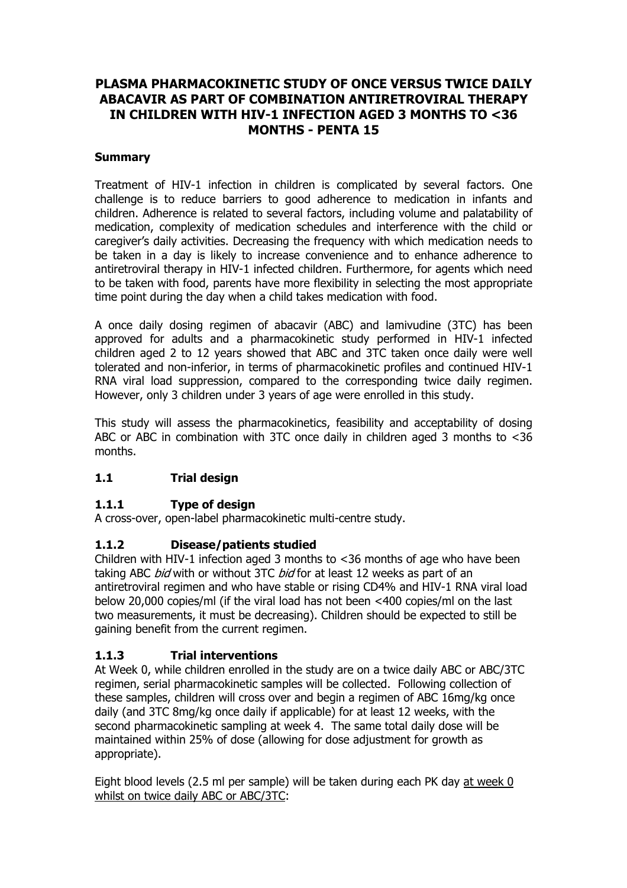# PLASMA PHARMACOKINETIC STUDY OF ONCE VERSUS TWICE DAILY ABACAVIR AS PART OF COMBINATION ANTIRETROVIRAL THERAPY IN CHILDREN WITH HIV-1 INFECTION AGED 3 MONTHS TO <36 MONTHS - PENTA 15

## Summary

Treatment of HIV-1 infection in children is complicated by several factors. One challenge is to reduce barriers to good adherence to medication in infants and children. Adherence is related to several factors, including volume and palatability of medication, complexity of medication schedules and interference with the child or caregiver's daily activities. Decreasing the frequency with which medication needs to be taken in a day is likely to increase convenience and to enhance adherence to antiretroviral therapy in HIV-1 infected children. Furthermore, for agents which need to be taken with food, parents have more flexibility in selecting the most appropriate time point during the day when a child takes medication with food.

A once daily dosing regimen of abacavir (ABC) and lamivudine (3TC) has been approved for adults and a pharmacokinetic study performed in HIV-1 infected children aged 2 to 12 years showed that ABC and 3TC taken once daily were well tolerated and non-inferior, in terms of pharmacokinetic profiles and continued HIV-1 RNA viral load suppression, compared to the corresponding twice daily regimen. However, only 3 children under 3 years of age were enrolled in this study.

This study will assess the pharmacokinetics, feasibility and acceptability of dosing ABC or ABC in combination with 3TC once daily in children aged 3 months to <36 months.

## 1.1 Trial design

### 1.1.1 Type of design

A cross-over, open-label pharmacokinetic multi-centre study.

### 1.1.2 Disease/patients studied

Children with HIV-1 infection aged 3 months to <36 months of age who have been taking ABC *bid* with or without 3TC *bid* for at least 12 weeks as part of an antiretroviral regimen and who have stable or rising CD4% and HIV-1 RNA viral load below 20,000 copies/ml (if the viral load has not been <400 copies/ml on the last two measurements, it must be decreasing). Children should be expected to still be gaining benefit from the current regimen.

### 1.1.3 Trial interventions

At Week 0, while children enrolled in the study are on a twice daily ABC or ABC/3TC regimen, serial pharmacokinetic samples will be collected. Following collection of these samples, children will cross over and begin a regimen of ABC 16mg/kg once daily (and 3TC 8mg/kg once daily if applicable) for at least 12 weeks, with the second pharmacokinetic sampling at week 4. The same total daily dose will be maintained within 25% of dose (allowing for dose adjustment for growth as appropriate).

Eight blood levels (2.5 ml per sample) will be taken during each PK day <u>at week 0 whilst on twice daily ABC or ABC/3TC</u>: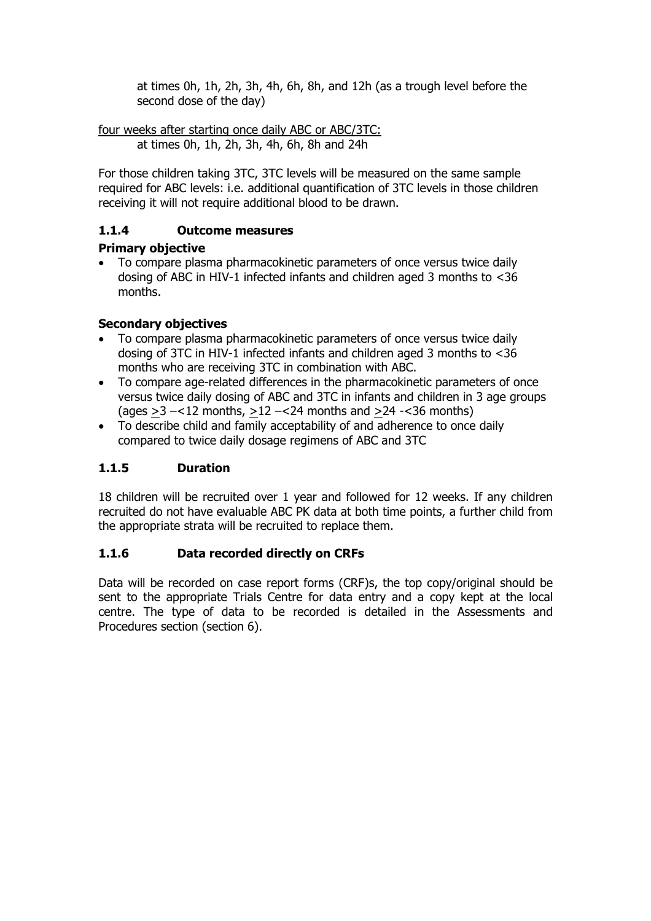at times 0h, 1h, 2h, 3h, 4h, 6h, 8h, and 12h (as a trough level before the second dose of the day)

four weeks after starting once daily ABC or ABC/3TC:

at times 0h, 1h, 2h, 3h, 4h, 6h, 8h and 24h

For those children taking 3TC, 3TC levels will be measured on the same sample required for ABC levels: i.e. additional quantification of 3TC levels in those children receiving it will not require additional blood to be drawn.

### 1.1.4 Outcome measures

**Primary objective**

- To compare plasma pharmacokinetic parameters of once versus twice daily dosing of ABC in HIV-1 infected infants and children aged 3 months to <36 months.

**Secondary objectives**

- To compare plasma pharmacokinetic parameters of once versus twice daily dosing of 3TC in HIV-1 infected infants and children aged 3 months to <36 months who are receiving 3TC in combination with ABC.
- To compare age-related differences in the pharmacokinetic parameters of once versus twice daily dosing of ABC and 3TC in infants and children in 3 age groups (ages ≥3 –<12 months, ≥12 –<24 months and ≥24 -<36 months)
- To describe child and family acceptability of and adherence to once daily compared to twice daily dosage regimens of ABC and 3TC

### 1.1.5 Duration

18 children will be recruited over 1 year and followed for 12 weeks. If any children recruited do not have evaluable ABC PK data at both time points, a further child from the appropriate strata will be recruited to replace them.

### 1.1.6 Data recorded directly on CRFs

Data will be recorded on case report forms (CRF)s, the top copy/original should be sent to the appropriate Trials Centre for data entry and a copy kept at the local centre. The type of data to be recorded is detailed in the Assessments and Procedures section (section 6).